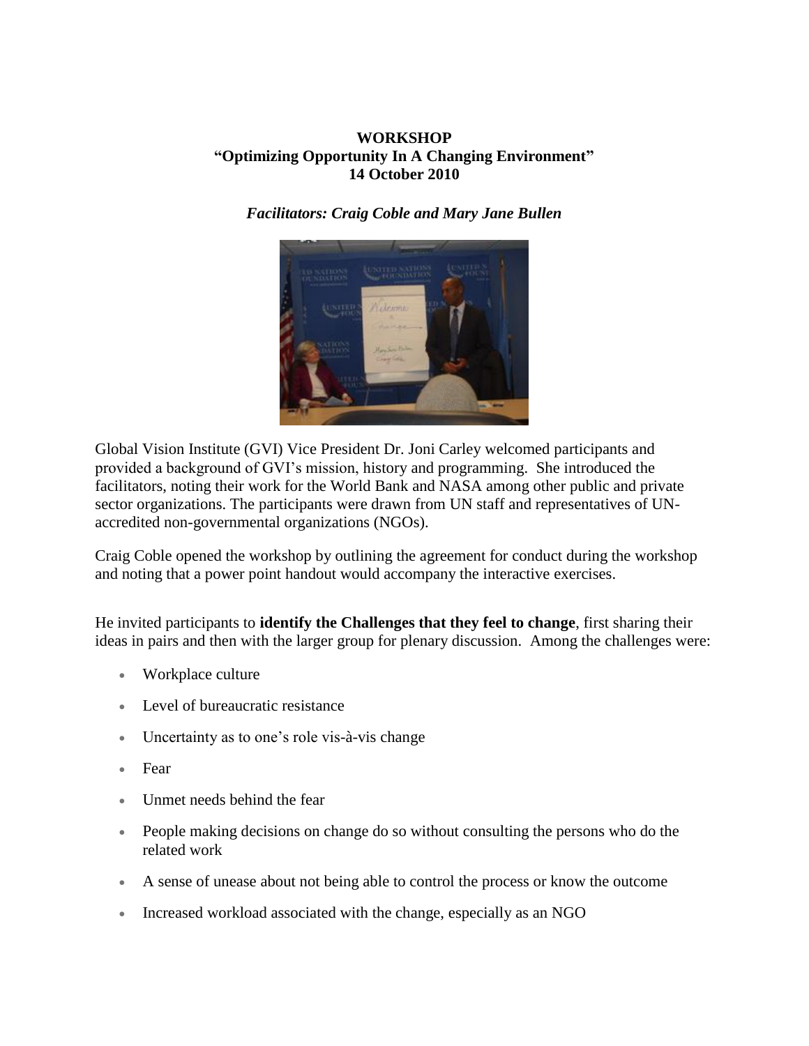# WORKSHOP
## "Optimizing Opportunity In A Changing Environment"
## 14 October 2010

***Facilitators: Craig Coble and Mary Jane Bullen***

Global Vision Institute (GVI) Vice President Dr. Joni Carley welcomed participants and provided a background of GVI's mission, history and programming. She introduced the facilitators, noting their work for the World Bank and NASA among other public and private sector organizations. The participants were drawn from UN staff and representatives of UN-accredited non-governmental organizations (NGOs).

Craig Coble opened the workshop by outlining the agreement for conduct during the workshop and noting that a power point handout would accompany the interactive exercises.

He invited participants to **identify the Challenges that they feel to change**, first sharing their ideas in pairs and then with the larger group for plenary discussion. Among the challenges were:

- Workplace culture
- Level of bureaucratic resistance
- Uncertainty as to one's role vis-à-vis change
- Fear
- Unmet needs behind the fear
- People making decisions on change do so without consulting the persons who do the related work
- A sense of unease about not being able to control the process or know the outcome
- Increased workload associated with the change, especially as an NGO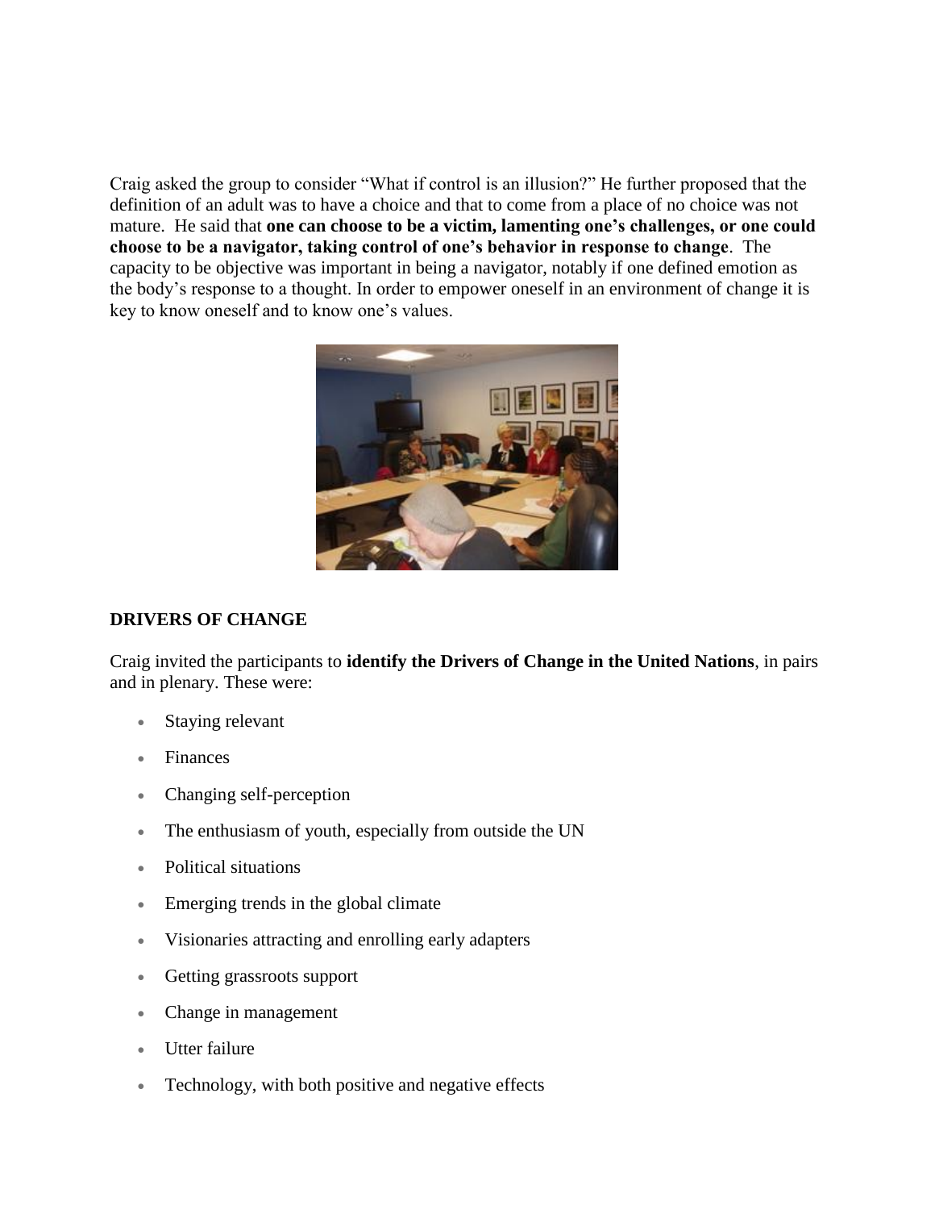Craig asked the group to consider "What if control is an illusion?" He further proposed that the definition of an adult was to have a choice and that to come from a place of no choice was not mature. He said that **one can choose to be a victim, lamenting one's challenges, or one could choose to be a navigator, taking control of one's behavior in response to change**. The capacity to be objective was important in being a navigator, notably if one defined emotion as the body's response to a thought. In order to empower oneself in an environment of change it is key to know oneself and to know one's values.

## DRIVERS OF CHANGE

Craig invited the participants to **identify the Drivers of Change in the United Nations**, in pairs and in plenary. These were:

- Staying relevant
- Finances
- Changing self-perception
- The enthusiasm of youth, especially from outside the UN
- Political situations
- Emerging trends in the global climate
- Visionaries attracting and enrolling early adapters
- Getting grassroots support
- Change in management
- Utter failure
- Technology, with both positive and negative effects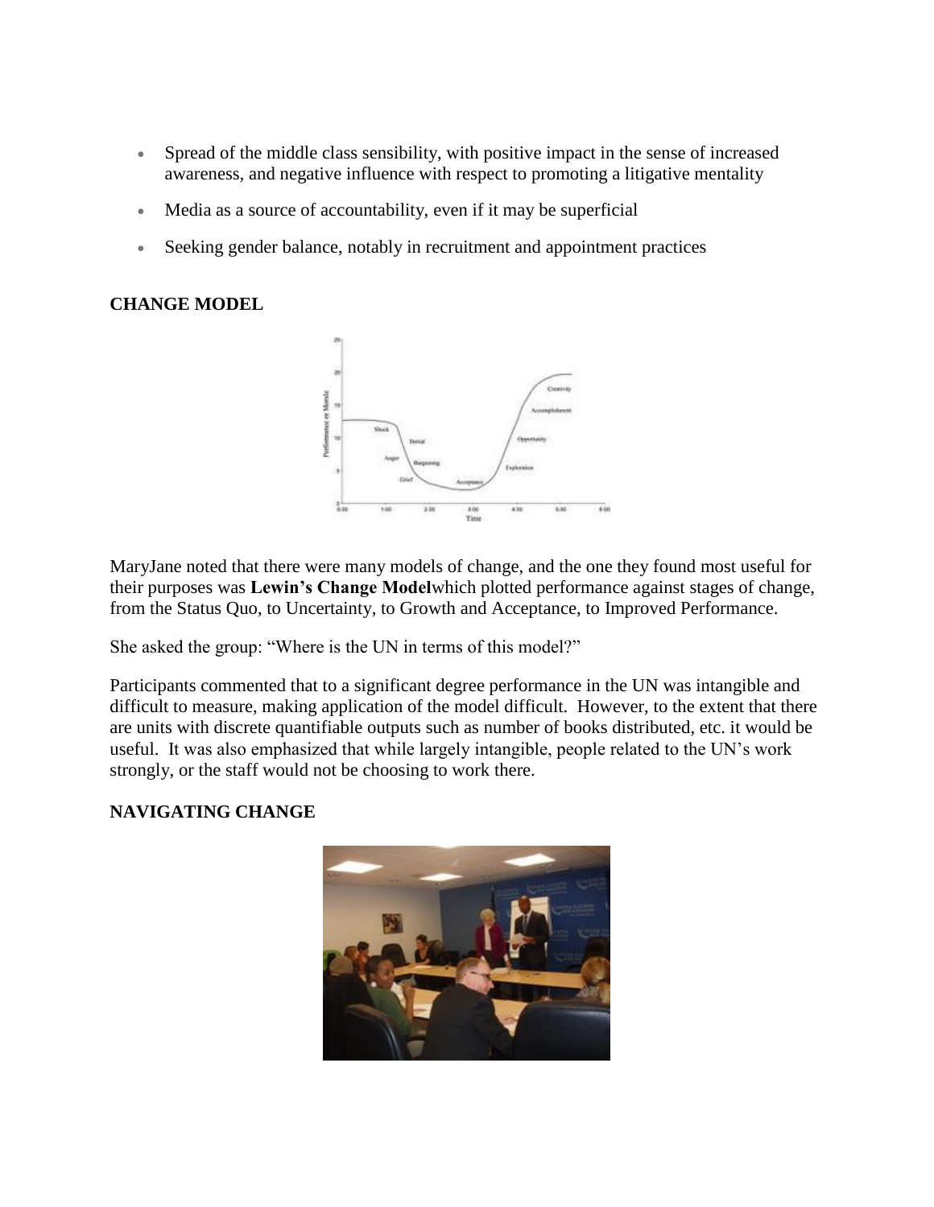- Spread of the middle class sensibility, with positive impact in the sense of increased awareness, and negative influence with respect to promoting a litigative mentality
- Media as a source of accountability, even if it may be superficial
- Seeking gender balance, notably in recruitment and appointment practices

## CHANGE MODEL

MaryJane noted that there were many models of change, and the one they found most useful for their purposes was **Lewin's Change Model**which plotted performance against stages of change, from the Status Quo, to Uncertainty, to Growth and Acceptance, to Improved Performance.

She asked the group: "Where is the UN in terms of this model?"

Participants commented that to a significant degree performance in the UN was intangible and difficult to measure, making application of the model difficult. However, to the extent that there are units with discrete quantifiable outputs such as number of books distributed, etc. it would be useful. It was also emphasized that while largely intangible, people related to the UN's work strongly, or the staff would not be choosing to work there.

## NAVIGATING CHANGE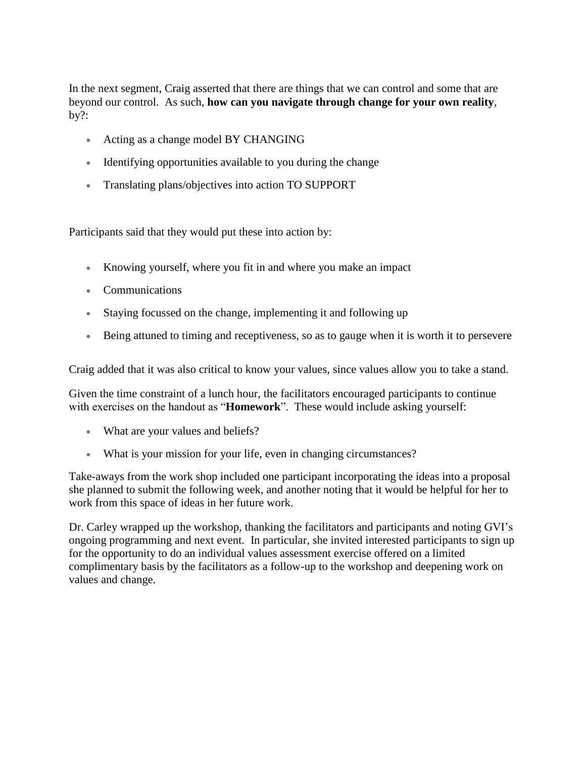In the next segment, Craig asserted that there are things that we can control and some that are beyond our control. As such, **how can you navigate through change for your own reality**, by?:

- Acting as a change model BY CHANGING
- Identifying opportunities available to you during the change
- Translating plans/objectives into action TO SUPPORT

Participants said that they would put these into action by:

- Knowing yourself, where you fit in and where you make an impact
- Communications
- Staying focussed on the change, implementing it and following up
- Being attuned to timing and receptiveness, so as to gauge when it is worth it to persevere

Craig added that it was also critical to know your values, since values allow you to take a stand.

Given the time constraint of a lunch hour, the facilitators encouraged participants to continue with exercises on the handout as "**Homework**". These would include asking yourself:

- What are your values and beliefs?
- What is your mission for your life, even in changing circumstances?

Take-aways from the work shop included one participant incorporating the ideas into a proposal she planned to submit the following week, and another noting that it would be helpful for her to work from this space of ideas in her future work.

Dr. Carley wrapped up the workshop, thanking the facilitators and participants and noting GVI's ongoing programming and next event. In particular, she invited interested participants to sign up for the opportunity to do an individual values assessment exercise offered on a limited complimentary basis by the facilitators as a follow-up to the workshop and deepening work on values and change.